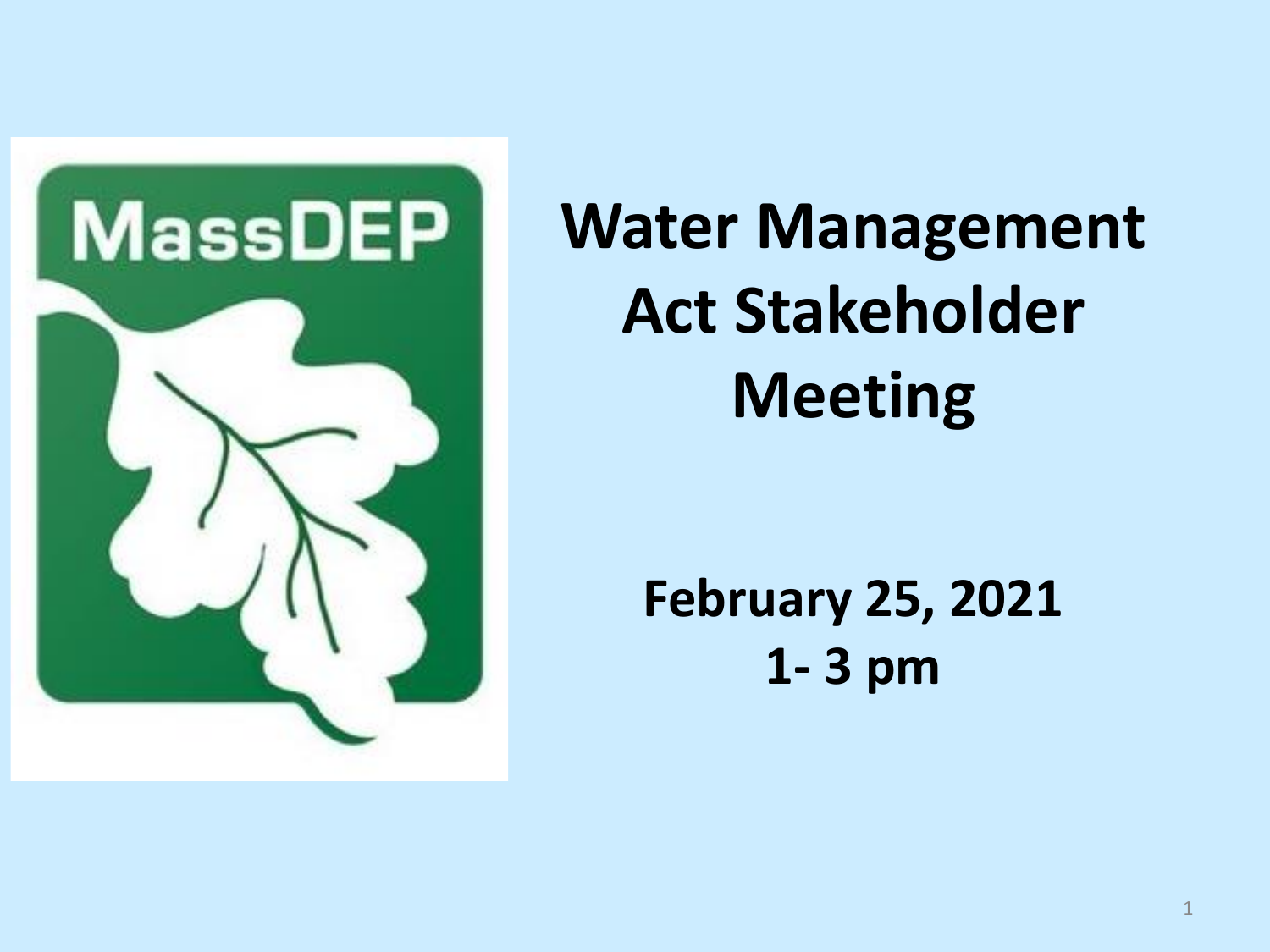MassDEP

# Water Management Act Stakeholder Meeting

**February 25, 2021**
**1- 3 pm**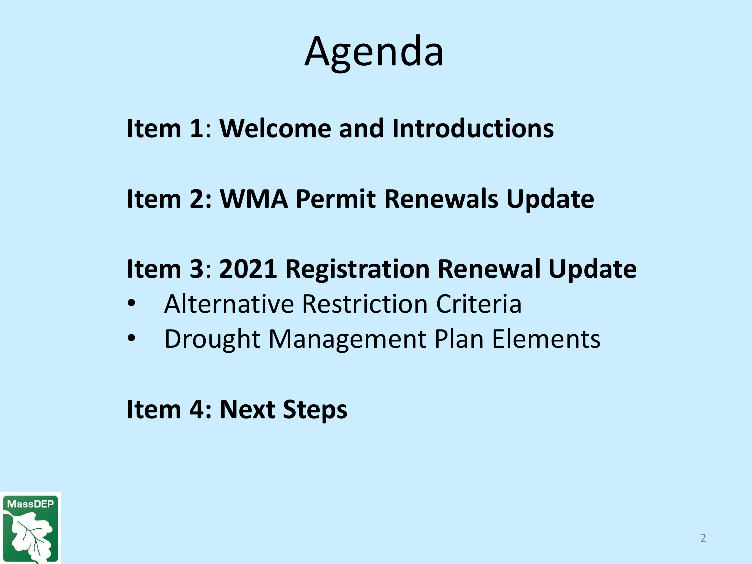# Agenda

**Item 1**: **Welcome and Introductions**

**Item 2: WMA Permit Renewals Update**

**Item 3**: **2021 Registration Renewal Update**

- Alternative Restriction Criteria
- Drought Management Plan Elements

**Item 4: Next Steps**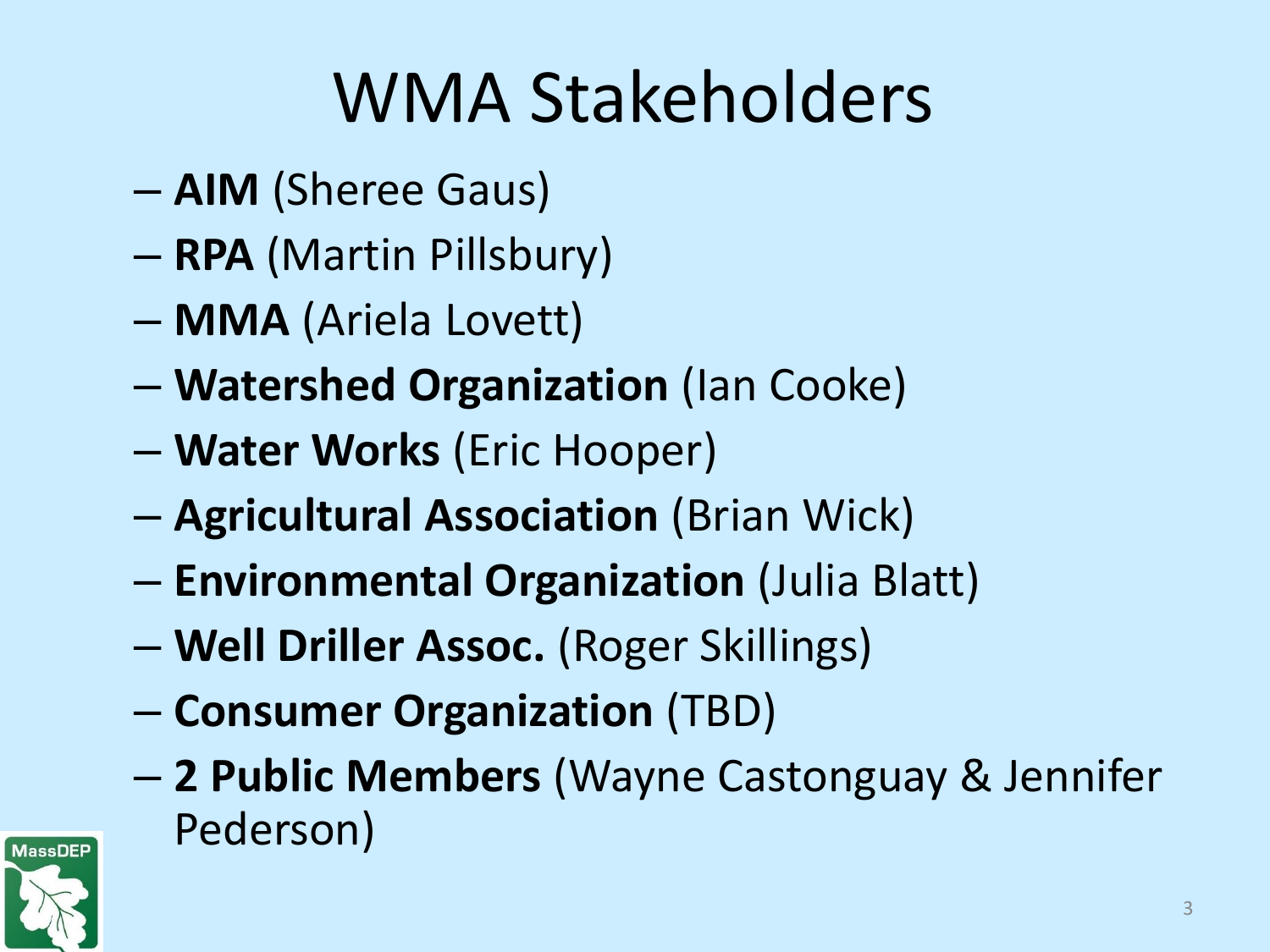# WMA Stakeholders

- **AIM** (Sheree Gaus)
- **RPA** (Martin Pillsbury)
- **MMA** (Ariela Lovett)
- **Watershed Organization** (Ian Cooke)
- **Water Works** (Eric Hooper)
- **Agricultural Association** (Brian Wick)
- **Environmental Organization** (Julia Blatt)
- **Well Driller Assoc.** (Roger Skillings)
- **Consumer Organization** (TBD)
- **2 Public Members** (Wayne Castonguay & Jennifer Pederson)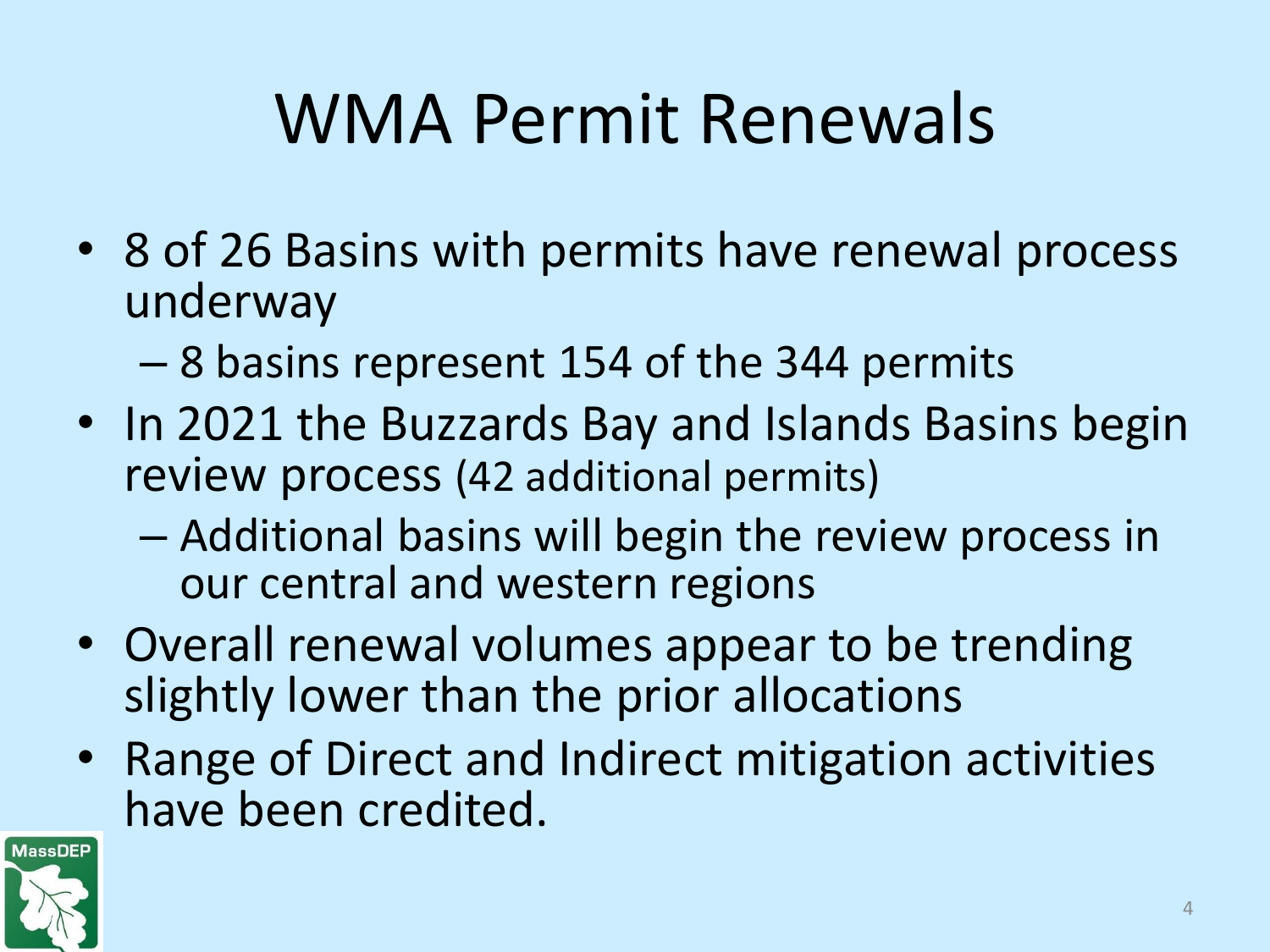# WMA Permit Renewals

- 8 of 26 Basins with permits have renewal process underway
  - 8 basins represent 154 of the 344 permits
- In 2021 the Buzzards Bay and Islands Basins begin review process (42 additional permits)
  - Additional basins will begin the review process in our central and western regions
- Overall renewal volumes appear to be trending slightly lower than the prior allocations
- Range of Direct and Indirect mitigation activities have been credited.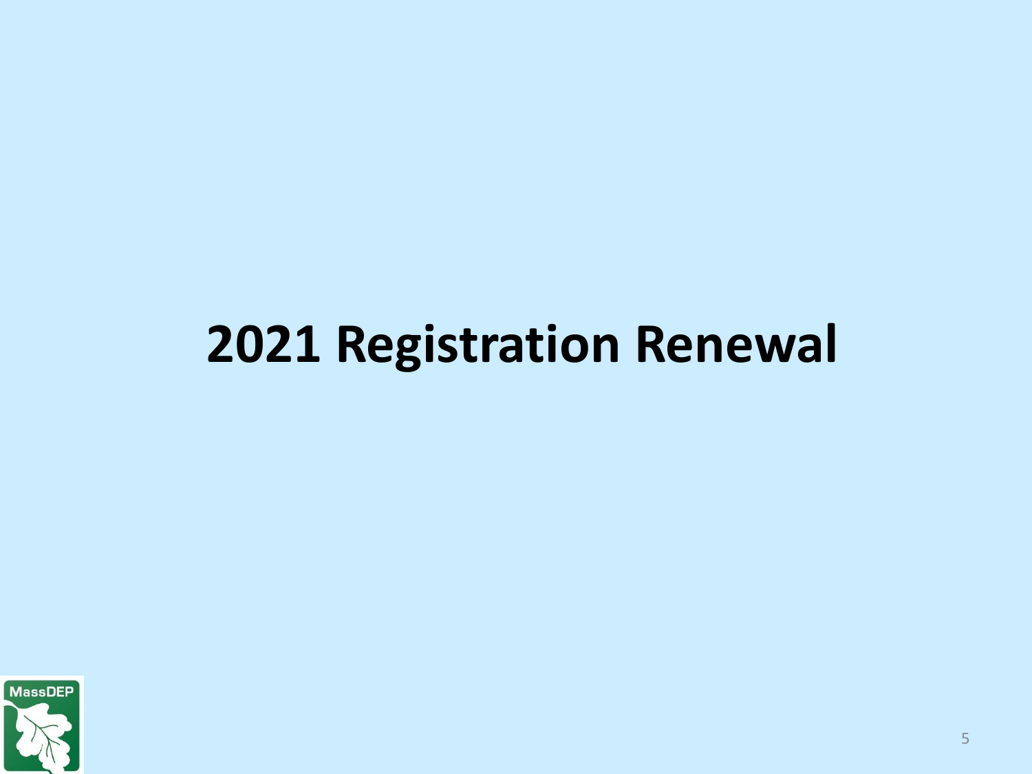# 2021 Registration Renewal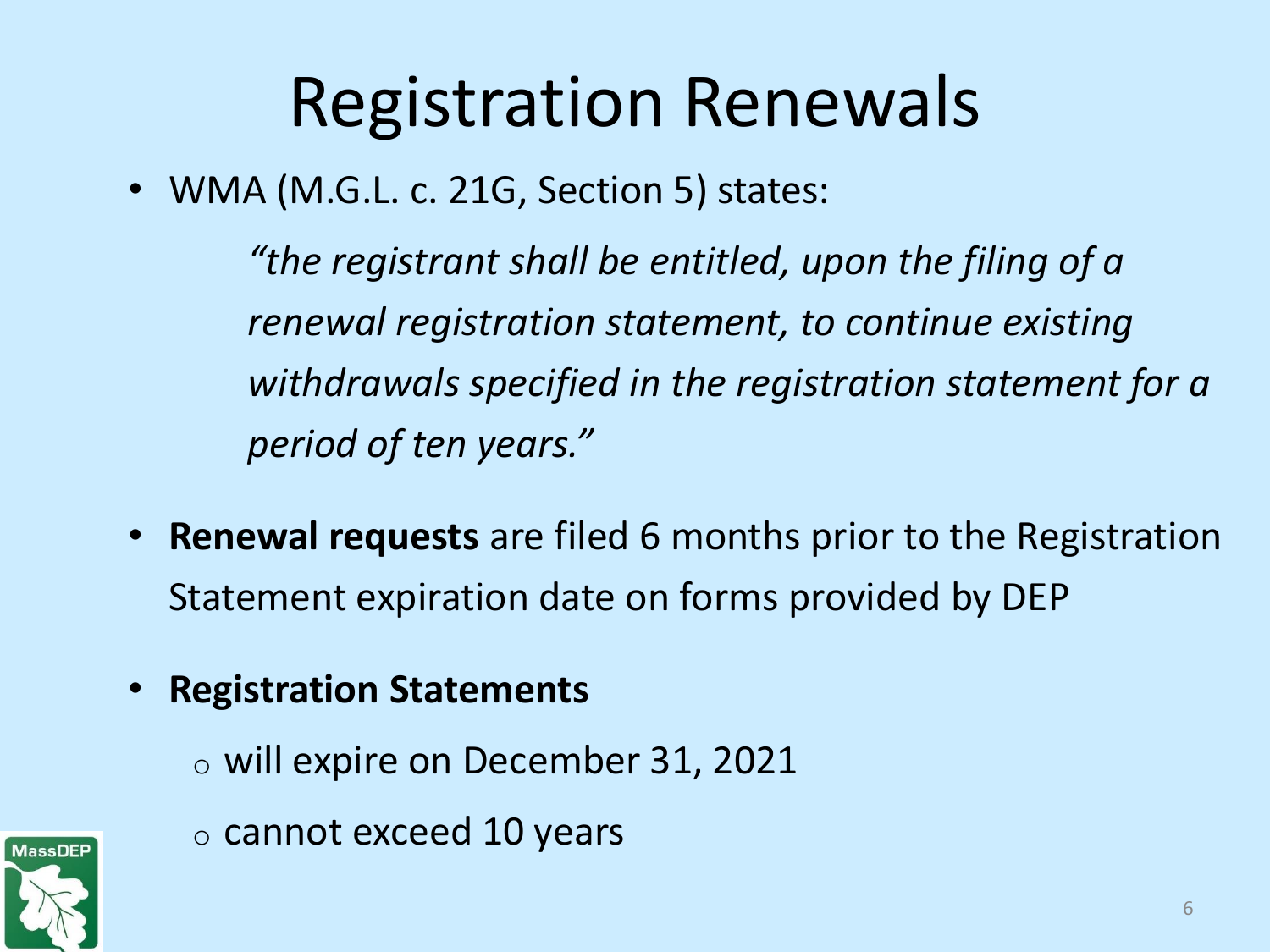# Registration Renewals

- WMA (M.G.L. c. 21G, Section 5) states:

  *"the registrant shall be entitled, upon the filing of a renewal registration statement, to continue existing withdrawals specified in the registration statement for a period of ten years."*

- **Renewal requests** are filed 6 months prior to the Registration Statement expiration date on forms provided by DEP

- **Registration Statements**
  - will expire on December 31, 2021
  - cannot exceed 10 years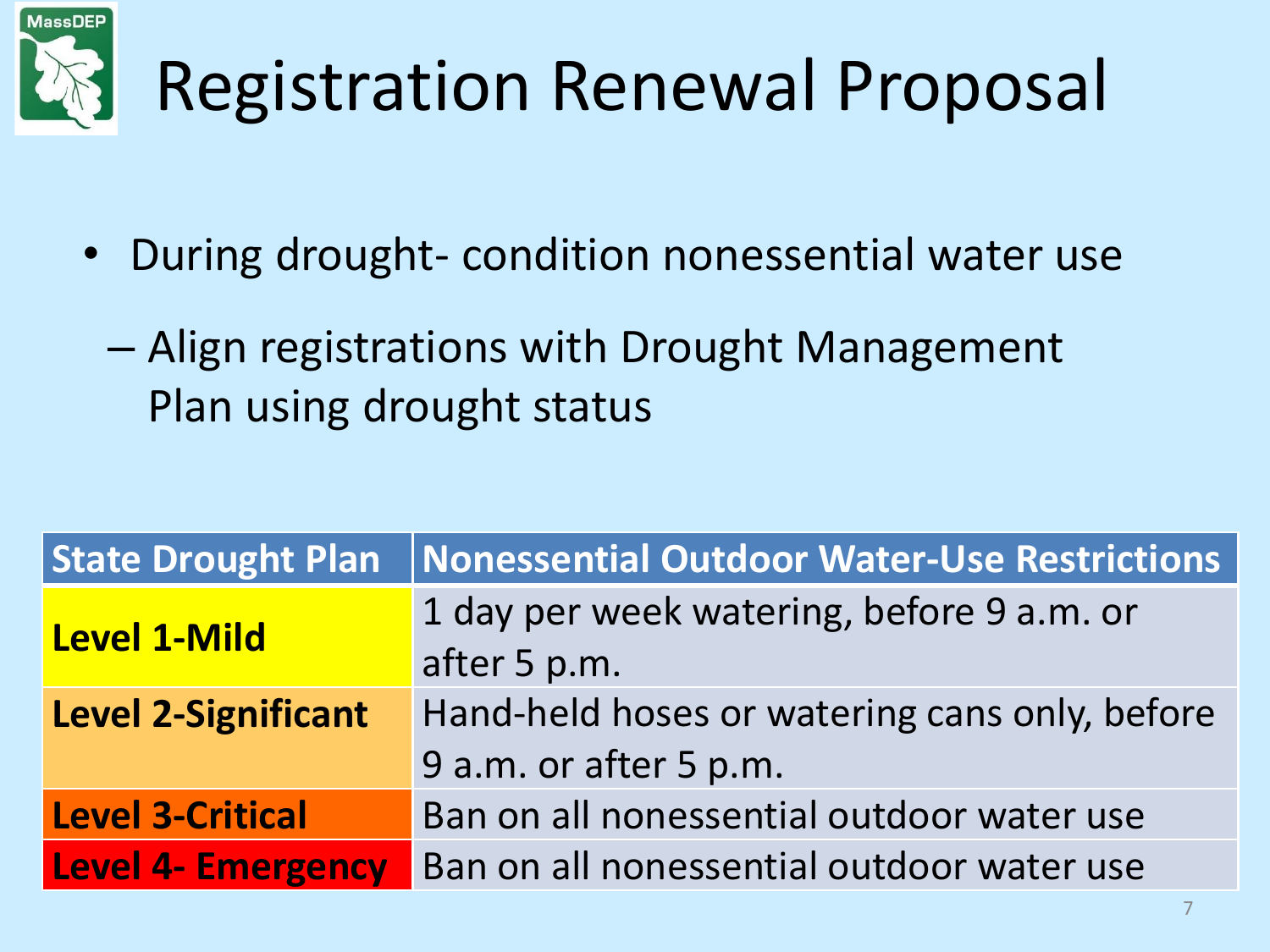# Registration Renewal Proposal

- During drought- condition nonessential water use
  - Align registrations with Drought Management Plan using drought status

| State Drought Plan | Nonessential Outdoor Water-Use Restrictions |
| --- | --- |
| **Level 1-Mild** | 1 day per week watering, before 9 a.m. or after 5 p.m. |
| **Level 2-Significant** | Hand-held hoses or watering cans only, before 9 a.m. or after 5 p.m. |
| **Level 3-Critical** | Ban on all nonessential outdoor water use |
| **Level 4- Emergency** | Ban on all nonessential outdoor water use |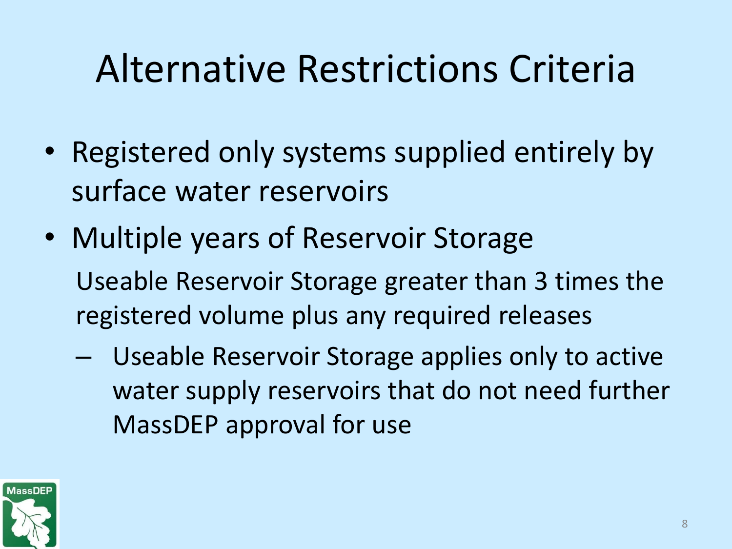# Alternative Restrictions Criteria

- Registered only systems supplied entirely by surface water reservoirs
- Multiple years of Reservoir Storage

  Useable Reservoir Storage greater than 3 times the registered volume plus any required releases

  – Useable Reservoir Storage applies only to active water supply reservoirs that do not need further MassDEP approval for use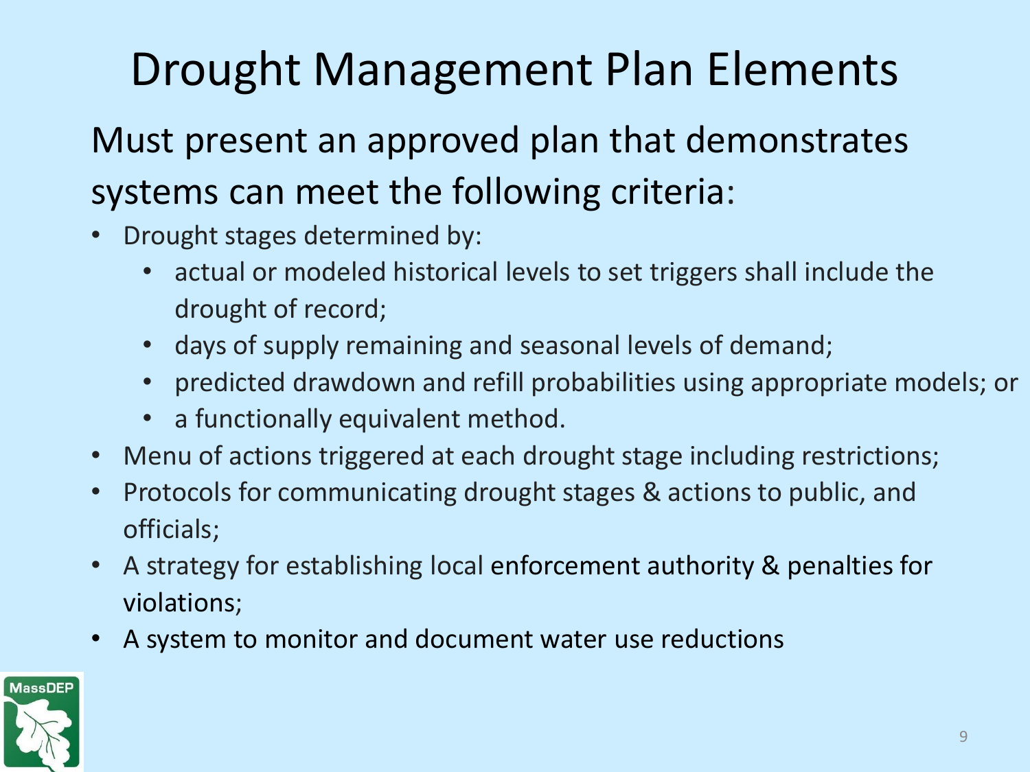# Drought Management Plan Elements

Must present an approved plan that demonstrates systems can meet the following criteria:

- Drought stages determined by:
  - actual or modeled historical levels to set triggers shall include the drought of record;
  - days of supply remaining and seasonal levels of demand;
  - predicted drawdown and refill probabilities using appropriate models; or
  - a functionally equivalent method.
- Menu of actions triggered at each drought stage including restrictions;
- Protocols for communicating drought stages & actions to public, and officials;
- A strategy for establishing local enforcement authority & penalties for violations;
- A system to monitor and document water use reductions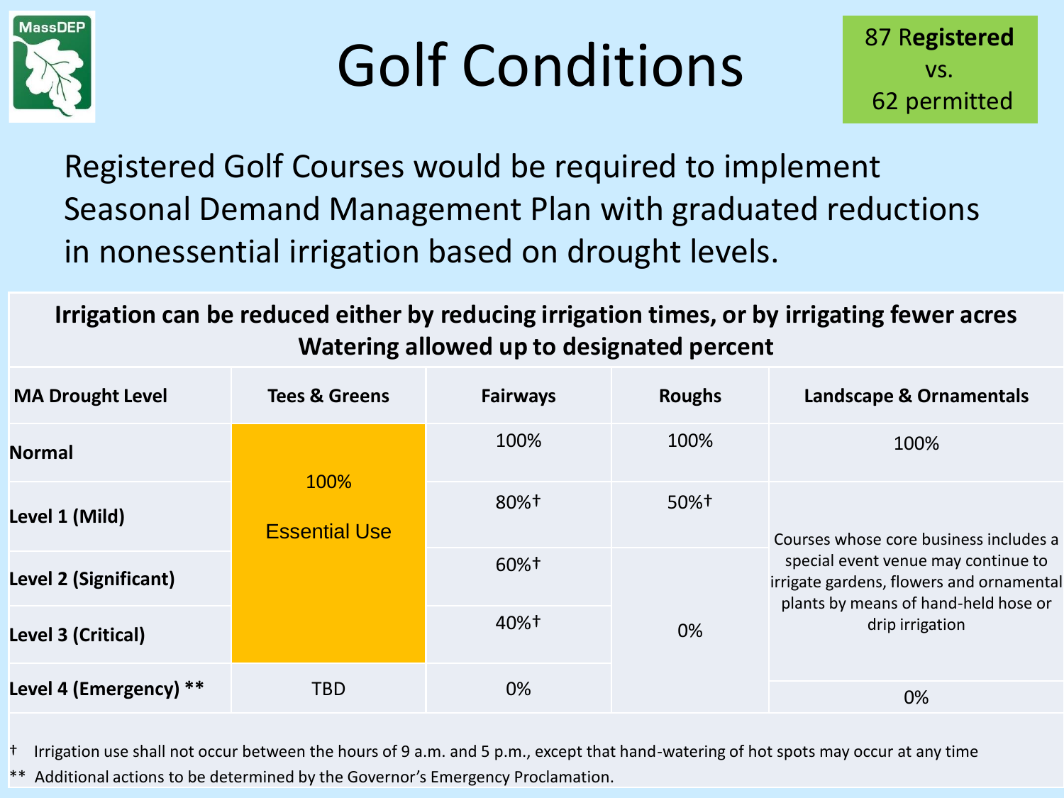# Golf Conditions

**87 Registered** vs. 62 permitted

Registered Golf Courses would be required to implement Seasonal Demand Management Plan with graduated reductions in nonessential irrigation based on drought levels.

**Irrigation can be reduced either by reducing irrigation times, or by irrigating fewer acres**
**Watering allowed up to designated percent**

| MA Drought Level | Tees & Greens | Fairways | Roughs | Landscape & Ornamentals |
|---|---|---|---|---|
| **Normal** | 100% Essential Use | 100% | 100% | 100% |
| **Level 1 (Mild)** | 100% Essential Use | 80%† | 50%† | Courses whose core business includes a special event venue may continue to irrigate gardens, flowers and ornamental plants by means of hand-held hose or drip irrigation |
| **Level 2 (Significant)** | 100% Essential Use | 60%† | 0% | Courses whose core business includes a special event venue may continue to irrigate gardens, flowers and ornamental plants by means of hand-held hose or drip irrigation |
| **Level 3 (Critical)** | 100% Essential Use | 40%† | 0% | Courses whose core business includes a special event venue may continue to irrigate gardens, flowers and ornamental plants by means of hand-held hose or drip irrigation |
| **Level 4 (Emergency) ** ** | TBD | 0% | 0% | 0% |

† Irrigation use shall not occur between the hours of 9 a.m. and 5 p.m., except that hand-watering of hot spots may occur at any time

** Additional actions to be determined by the Governor's Emergency Proclamation.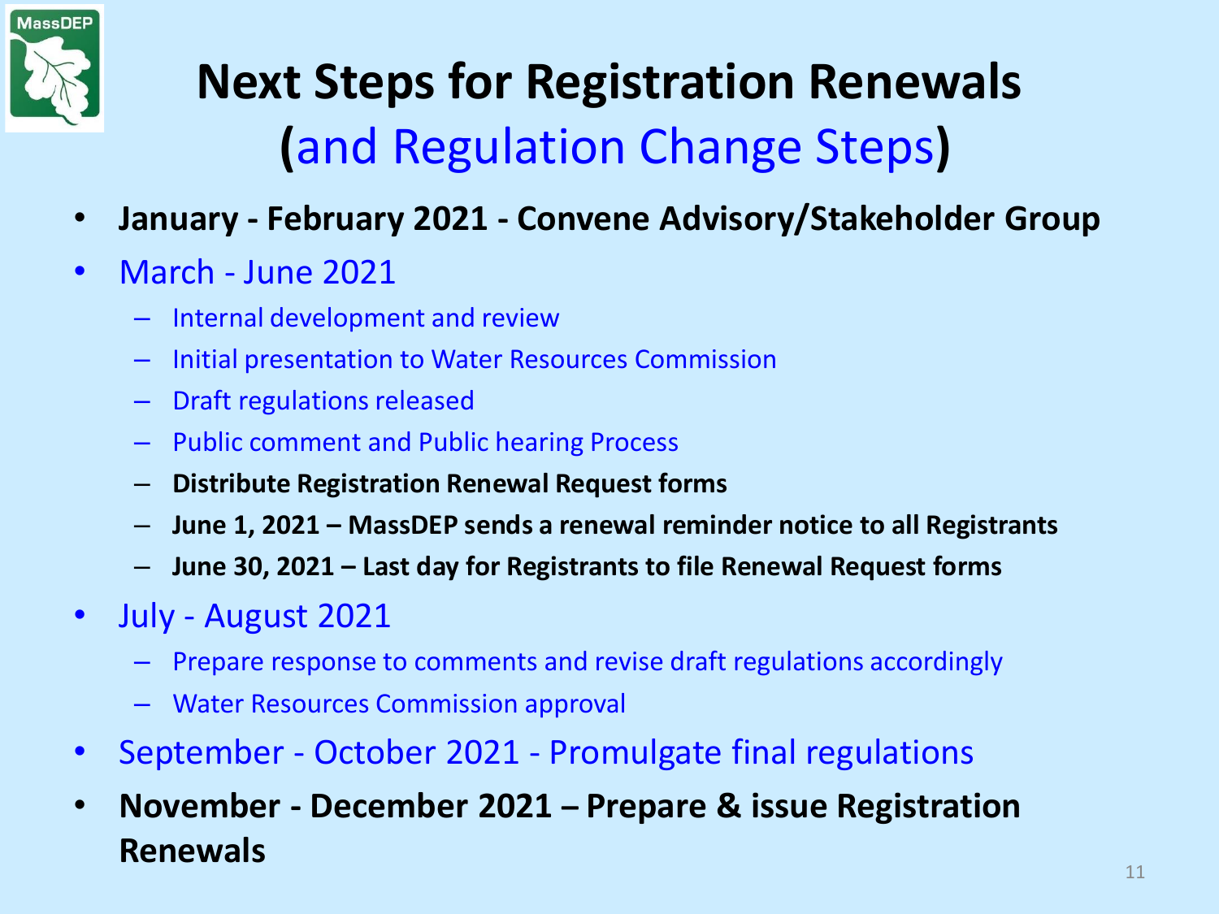# Next Steps for Registration Renewals (and Regulation Change Steps)

- **January - February 2021 - Convene Advisory/Stakeholder Group**
- March - June 2021
  - Internal development and review
  - Initial presentation to Water Resources Commission
  - Draft regulations released
  - Public comment and Public hearing Process
  - **Distribute Registration Renewal Request forms**
  - **June 1, 2021 – MassDEP sends a renewal reminder notice to all Registrants**
  - **June 30, 2021 – Last day for Registrants to file Renewal Request forms**
- July - August 2021
  - Prepare response to comments and revise draft regulations accordingly
  - Water Resources Commission approval
- September - October 2021 - Promulgate final regulations
- **November - December 2021 – Prepare & issue Registration Renewals**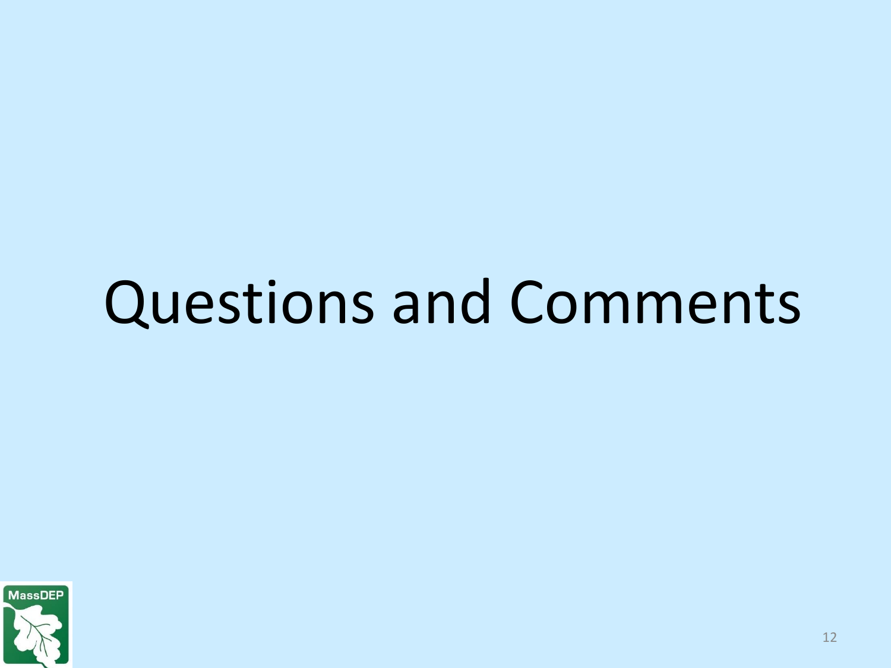# Questions and Comments